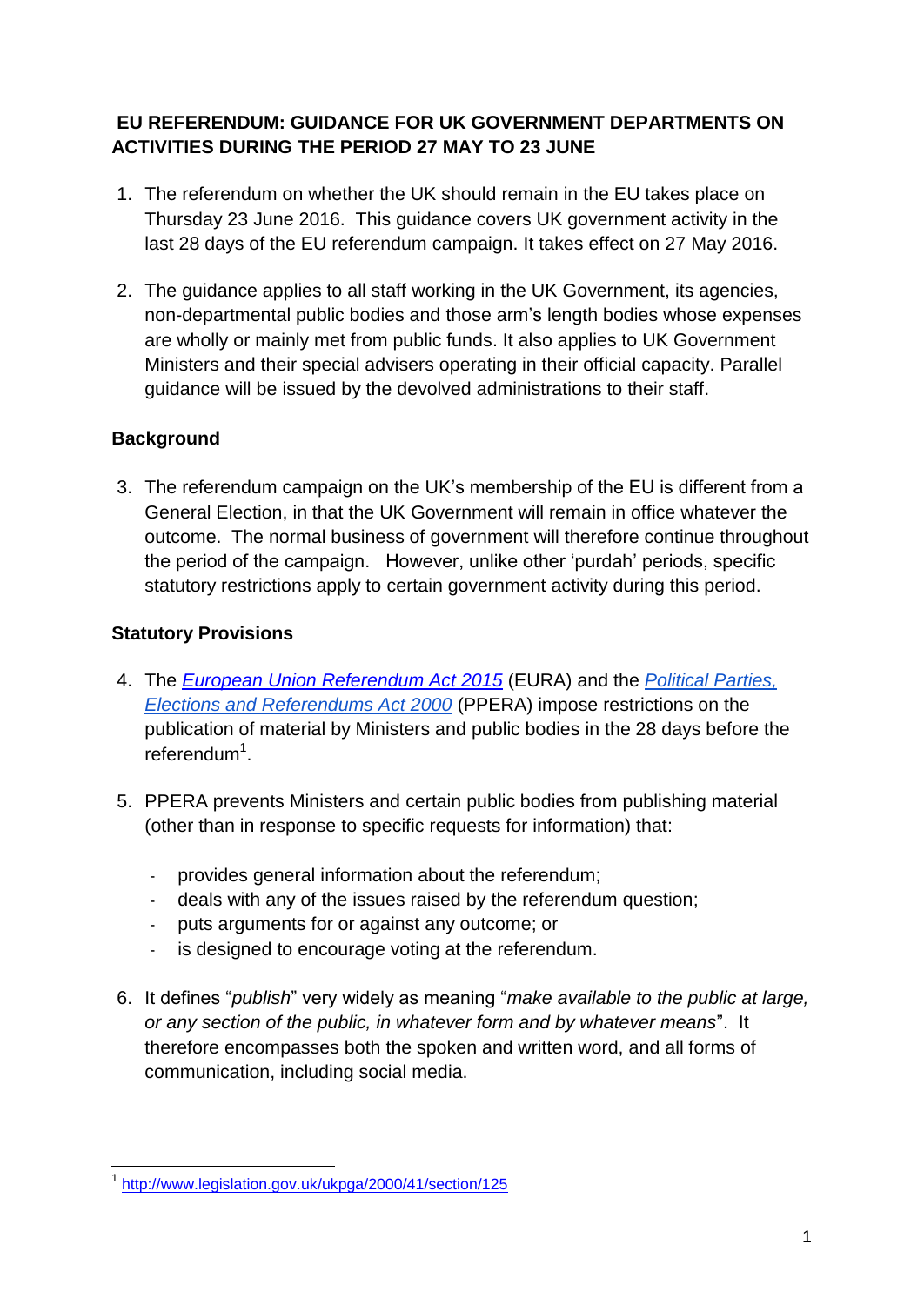# EU REFERENDUM: GUIDANCE FOR UK GOVERNMENT DEPARTMENTS ON ACTIVITIES DURING THE PERIOD 27 MAY TO 23 JUNE

1. The referendum on whether the UK should remain in the EU takes place on Thursday 23 June 2016. This guidance covers UK government activity in the last 28 days of the EU referendum campaign. It takes effect on 27 May 2016.

2. The guidance applies to all staff working in the UK Government, its agencies, non-departmental public bodies and those arm's length bodies whose expenses are wholly or mainly met from public funds. It also applies to UK Government Ministers and their special advisers operating in their official capacity. Parallel guidance will be issued by the devolved administrations to their staff.

## Background

3. The referendum campaign on the UK's membership of the EU is different from a General Election, in that the UK Government will remain in office whatever the outcome. The normal business of government will therefore continue throughout the period of the campaign. However, unlike other 'purdah' periods, specific statutory restrictions apply to certain government activity during this period.

## Statutory Provisions

4. The *European Union Referendum Act 2015* (EURA) and the *Political Parties, Elections and Referendums Act 2000* (PPERA) impose restrictions on the publication of material by Ministers and public bodies in the 28 days before the referendum[1].

5. PPERA prevents Ministers and certain public bodies from publishing material (other than in response to specific requests for information) that:

   - provides general information about the referendum;
   - deals with any of the issues raised by the referendum question;
   - puts arguments for or against any outcome; or
   - is designed to encourage voting at the referendum.

6. It defines "*publish*" very widely as meaning "*make available to the public at large, or any section of the public, in whatever form and by whatever means*". It therefore encompasses both the spoken and written word, and all forms of communication, including social media.

---

[1] http://www.legislation.gov.uk/ukpga/2000/41/section/125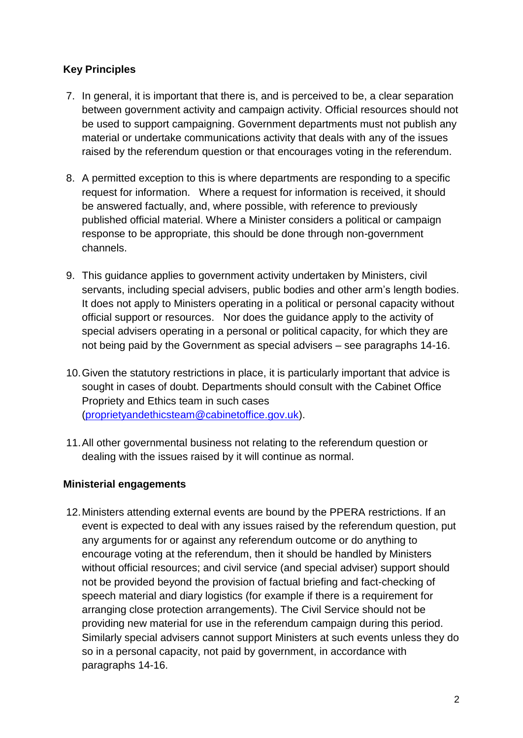## Key Principles

7. In general, it is important that there is, and is perceived to be, a clear separation between government activity and campaign activity. Official resources should not be used to support campaigning. Government departments must not publish any material or undertake communications activity that deals with any of the issues raised by the referendum question or that encourages voting in the referendum.

8. A permitted exception to this is where departments are responding to a specific request for information. Where a request for information is received, it should be answered factually, and, where possible, with reference to previously published official material. Where a Minister considers a political or campaign response to be appropriate, this should be done through non-government channels.

9. This guidance applies to government activity undertaken by Ministers, civil servants, including special advisers, public bodies and other arm's length bodies. It does not apply to Ministers operating in a political or personal capacity without official support or resources. Nor does the guidance apply to the activity of special advisers operating in a personal or political capacity, for which they are not being paid by the Government as special advisers – see paragraphs 14-16.

10. Given the statutory restrictions in place, it is particularly important that advice is sought in cases of doubt. Departments should consult with the Cabinet Office Propriety and Ethics team in such cases (proprietyandethicsteam@cabinetoffice.gov.uk).

11. All other governmental business not relating to the referendum question or dealing with the issues raised by it will continue as normal.

## Ministerial engagements

12. Ministers attending external events are bound by the PPERA restrictions. If an event is expected to deal with any issues raised by the referendum question, put any arguments for or against any referendum outcome or do anything to encourage voting at the referendum, then it should be handled by Ministers without official resources; and civil service (and special adviser) support should not be provided beyond the provision of factual briefing and fact-checking of speech material and diary logistics (for example if there is a requirement for arranging close protection arrangements). The Civil Service should not be providing new material for use in the referendum campaign during this period. Similarly special advisers cannot support Ministers at such events unless they do so in a personal capacity, not paid by government, in accordance with paragraphs 14-16.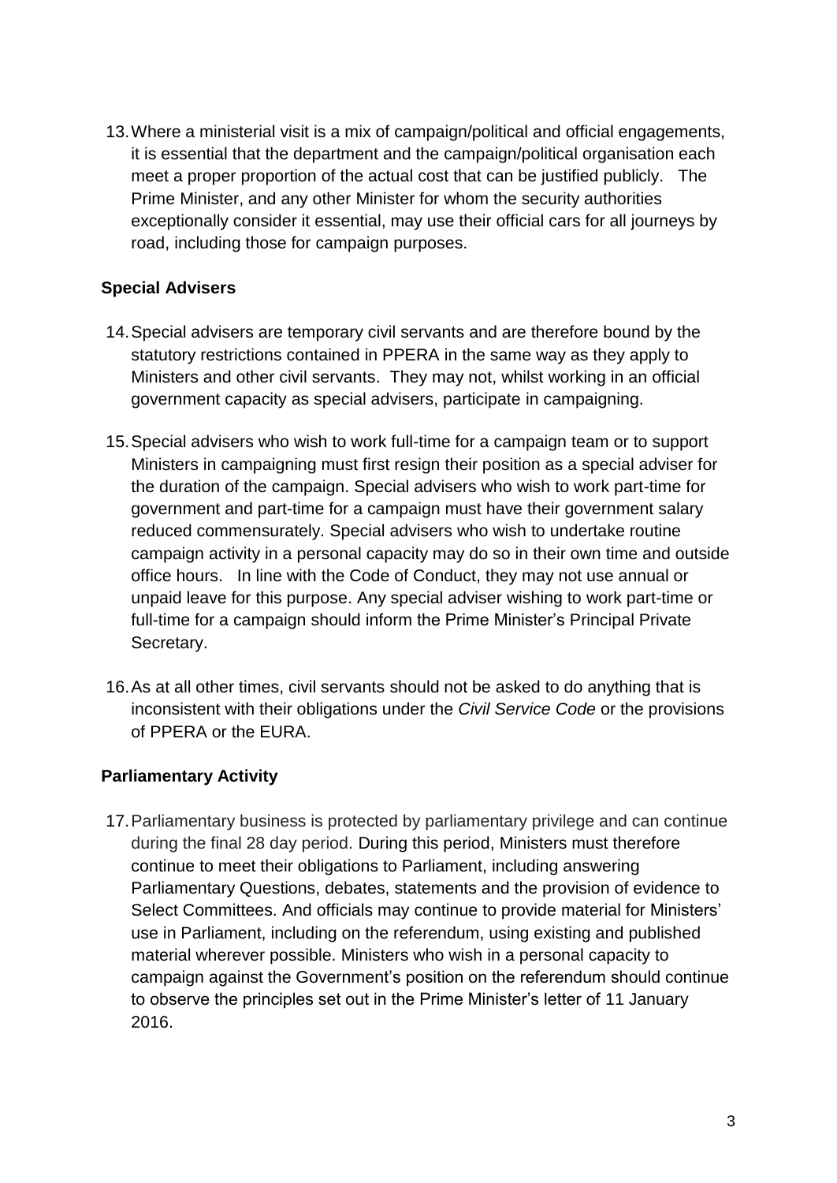13. Where a ministerial visit is a mix of campaign/political and official engagements, it is essential that the department and the campaign/political organisation each meet a proper proportion of the actual cost that can be justified publicly. The Prime Minister, and any other Minister for whom the security authorities exceptionally consider it essential, may use their official cars for all journeys by road, including those for campaign purposes.

**Special Advisers**

14. Special advisers are temporary civil servants and are therefore bound by the statutory restrictions contained in PPERA in the same way as they apply to Ministers and other civil servants. They may not, whilst working in an official government capacity as special advisers, participate in campaigning.

15. Special advisers who wish to work full-time for a campaign team or to support Ministers in campaigning must first resign their position as a special adviser for the duration of the campaign. Special advisers who wish to work part-time for government and part-time for a campaign must have their government salary reduced commensurately. Special advisers who wish to undertake routine campaign activity in a personal capacity may do so in their own time and outside office hours. In line with the Code of Conduct, they may not use annual or unpaid leave for this purpose. Any special adviser wishing to work part-time or full-time for a campaign should inform the Prime Minister's Principal Private Secretary.

16. As at all other times, civil servants should not be asked to do anything that is inconsistent with their obligations under the *Civil Service Code* or the provisions of PPERA or the EURA.

**Parliamentary Activity**

17. Parliamentary business is protected by parliamentary privilege and can continue during the final 28 day period. During this period, Ministers must therefore continue to meet their obligations to Parliament, including answering Parliamentary Questions, debates, statements and the provision of evidence to Select Committees. And officials may continue to provide material for Ministers' use in Parliament, including on the referendum, using existing and published material wherever possible. Ministers who wish in a personal capacity to campaign against the Government's position on the referendum should continue to observe the principles set out in the Prime Minister's letter of 11 January 2016.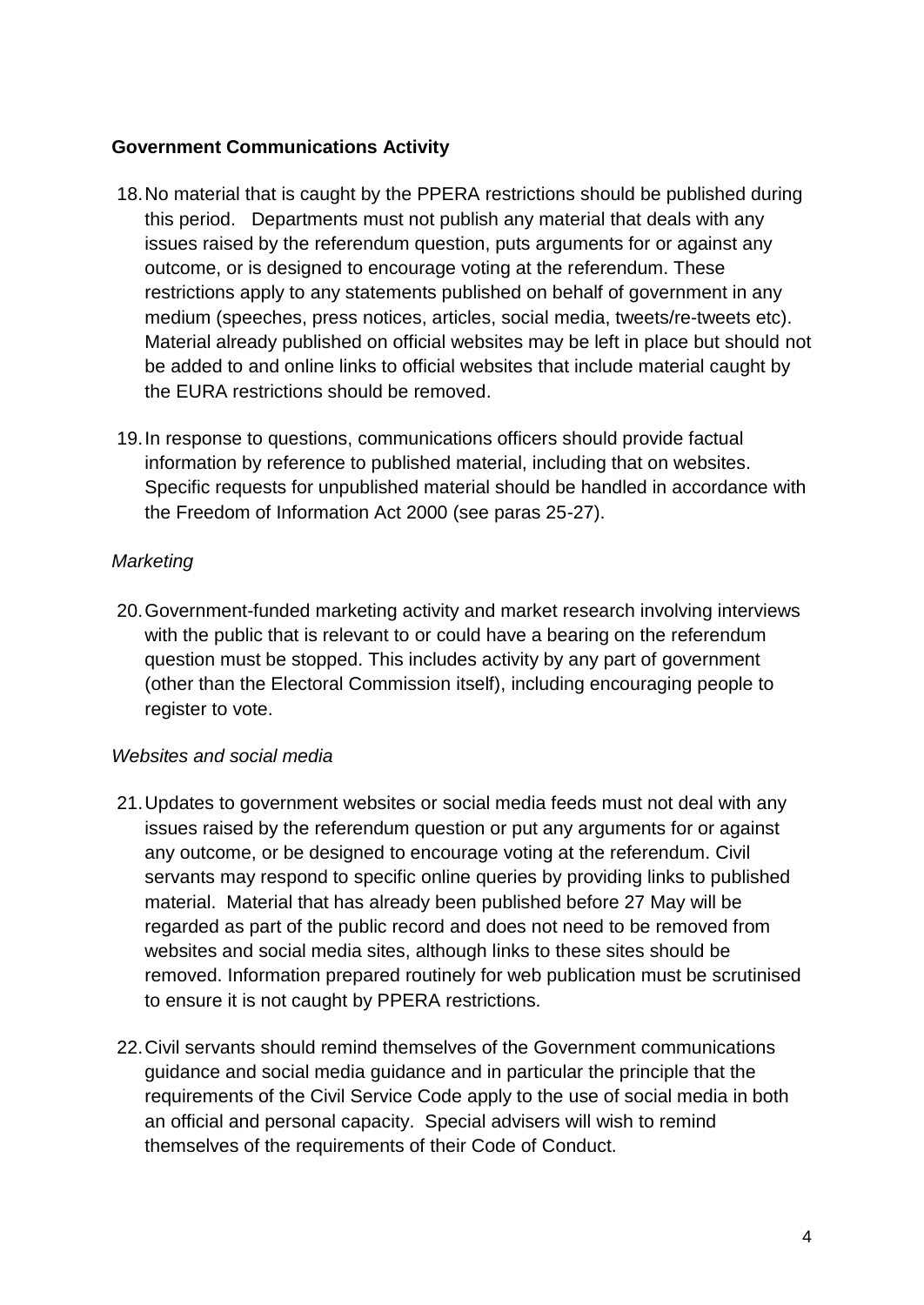**Government Communications Activity**

18. No material that is caught by the PPERA restrictions should be published during this period. Departments must not publish any material that deals with any issues raised by the referendum question, puts arguments for or against any outcome, or is designed to encourage voting at the referendum. These restrictions apply to any statements published on behalf of government in any medium (speeches, press notices, articles, social media, tweets/re-tweets etc). Material already published on official websites may be left in place but should not be added to and online links to official websites that include material caught by the EURA restrictions should be removed.

19. In response to questions, communications officers should provide factual information by reference to published material, including that on websites. Specific requests for unpublished material should be handled in accordance with the Freedom of Information Act 2000 (see paras 25-27).

*Marketing*

20. Government-funded marketing activity and market research involving interviews with the public that is relevant to or could have a bearing on the referendum question must be stopped. This includes activity by any part of government (other than the Electoral Commission itself), including encouraging people to register to vote.

*Websites and social media*

21. Updates to government websites or social media feeds must not deal with any issues raised by the referendum question or put any arguments for or against any outcome, or be designed to encourage voting at the referendum. Civil servants may respond to specific online queries by providing links to published material. Material that has already been published before 27 May will be regarded as part of the public record and does not need to be removed from websites and social media sites, although links to these sites should be removed. Information prepared routinely for web publication must be scrutinised to ensure it is not caught by PPERA restrictions.

22. Civil servants should remind themselves of the Government communications guidance and social media guidance and in particular the principle that the requirements of the Civil Service Code apply to the use of social media in both an official and personal capacity. Special advisers will wish to remind themselves of the requirements of their Code of Conduct.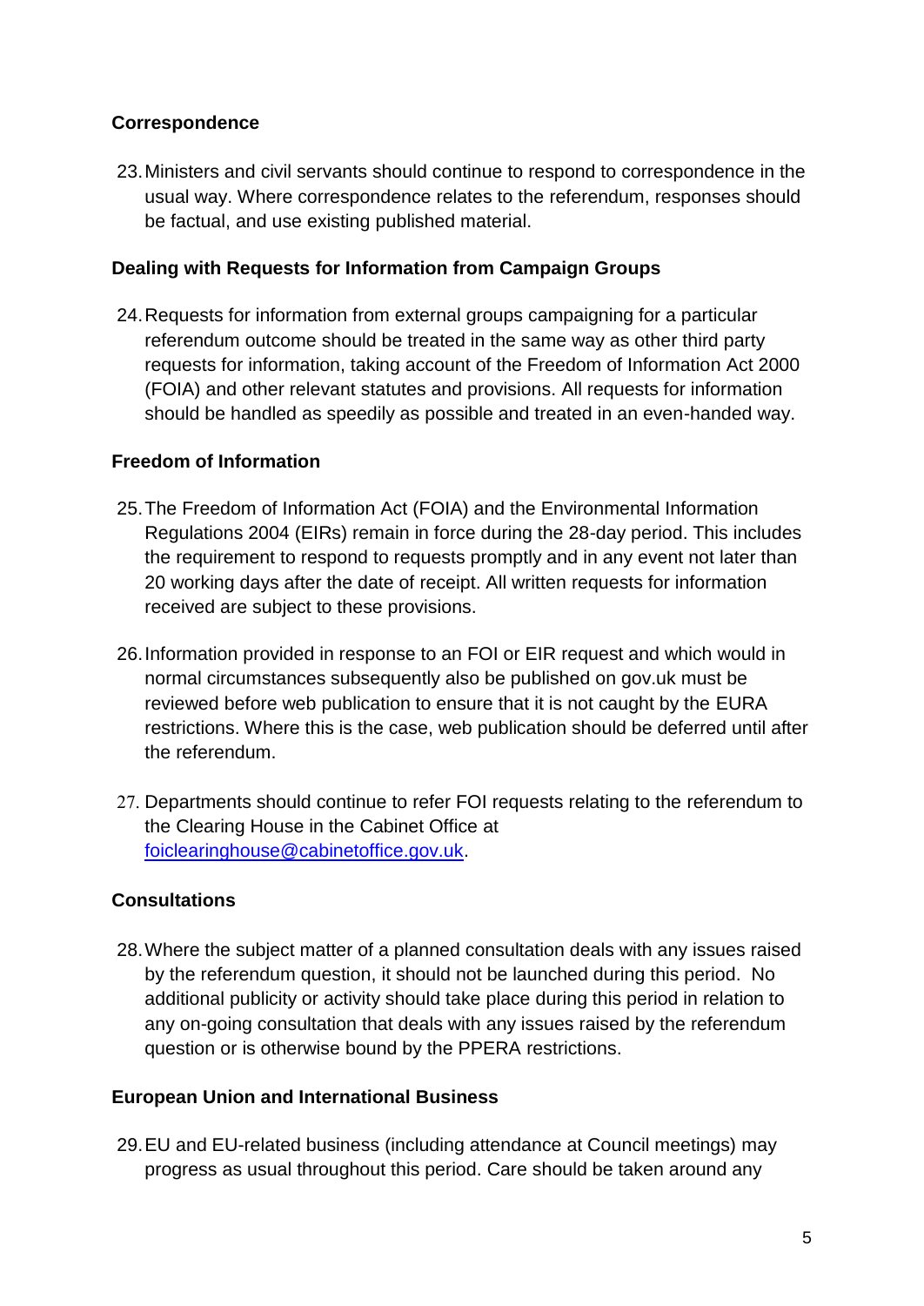## Correspondence

23. Ministers and civil servants should continue to respond to correspondence in the usual way. Where correspondence relates to the referendum, responses should be factual, and use existing published material.

## Dealing with Requests for Information from Campaign Groups

24. Requests for information from external groups campaigning for a particular referendum outcome should be treated in the same way as other third party requests for information, taking account of the Freedom of Information Act 2000 (FOIA) and other relevant statutes and provisions. All requests for information should be handled as speedily as possible and treated in an even-handed way.

## Freedom of Information

25. The Freedom of Information Act (FOIA) and the Environmental Information Regulations 2004 (EIRs) remain in force during the 28-day period. This includes the requirement to respond to requests promptly and in any event not later than 20 working days after the date of receipt. All written requests for information received are subject to these provisions.

26. Information provided in response to an FOI or EIR request and which would in normal circumstances subsequently also be published on gov.uk must be reviewed before web publication to ensure that it is not caught by the EURA restrictions. Where this is the case, web publication should be deferred until after the referendum.

27. Departments should continue to refer FOI requests relating to the referendum to the Clearing House in the Cabinet Office at [foiclearinghouse@cabinetoffice.gov.uk](mailto:foiclearinghouse@cabinetoffice.gov.uk).

## Consultations

28. Where the subject matter of a planned consultation deals with any issues raised by the referendum question, it should not be launched during this period. No additional publicity or activity should take place during this period in relation to any on-going consultation that deals with any issues raised by the referendum question or is otherwise bound by the PPERA restrictions.

## European Union and International Business

29. EU and EU-related business (including attendance at Council meetings) may progress as usual throughout this period. Care should be taken around any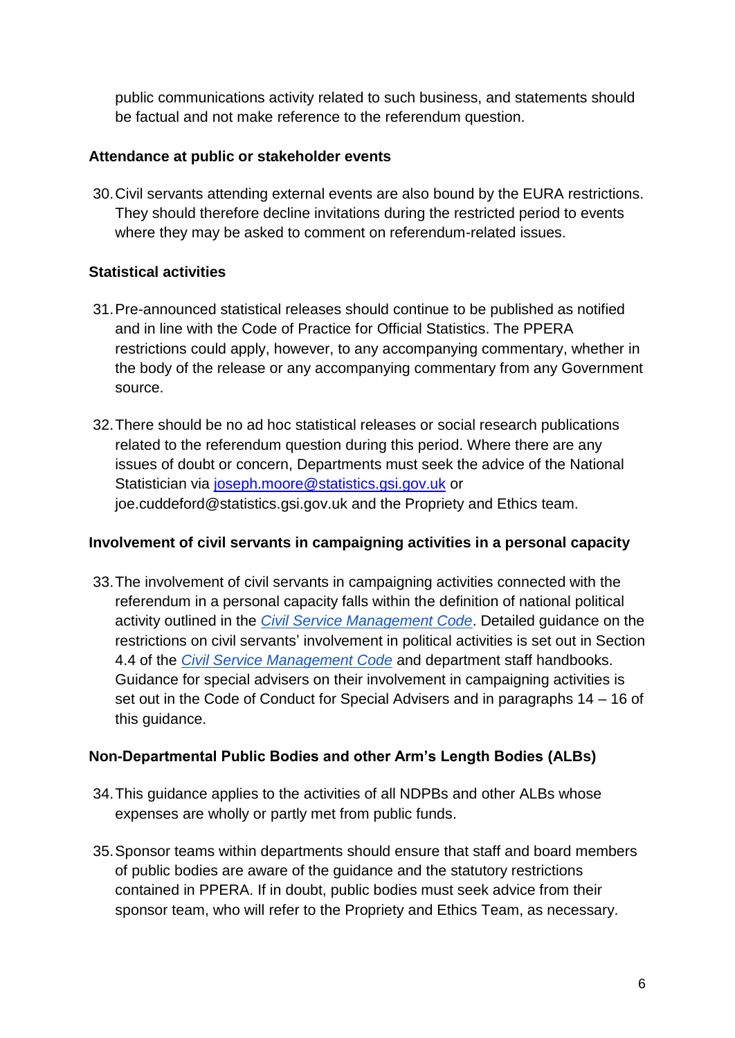public communications activity related to such business, and statements should be factual and not make reference to the referendum question.

**Attendance at public or stakeholder events**

30. Civil servants attending external events are also bound by the EURA restrictions. They should therefore decline invitations during the restricted period to events where they may be asked to comment on referendum-related issues.

**Statistical activities**

31. Pre-announced statistical releases should continue to be published as notified and in line with the Code of Practice for Official Statistics. The PPERA restrictions could apply, however, to any accompanying commentary, whether in the body of the release or any accompanying commentary from any Government source.

32. There should be no ad hoc statistical releases or social research publications related to the referendum question during this period. Where there are any issues of doubt or concern, Departments must seek the advice of the National Statistician via joseph.moore@statistics.gsi.gov.uk or joe.cuddeford@statistics.gsi.gov.uk and the Propriety and Ethics team.

**Involvement of civil servants in campaigning activities in a personal capacity**

33. The involvement of civil servants in campaigning activities connected with the referendum in a personal capacity falls within the definition of national political activity outlined in the *Civil Service Management Code*. Detailed guidance on the restrictions on civil servants' involvement in political activities is set out in Section 4.4 of the *Civil Service Management Code* and department staff handbooks. Guidance for special advisers on their involvement in campaigning activities is set out in the Code of Conduct for Special Advisers and in paragraphs 14 – 16 of this guidance.

**Non-Departmental Public Bodies and other Arm's Length Bodies (ALBs)**

34. This guidance applies to the activities of all NDPBs and other ALBs whose expenses are wholly or partly met from public funds.

35. Sponsor teams within departments should ensure that staff and board members of public bodies are aware of the guidance and the statutory restrictions contained in PPERA. If in doubt, public bodies must seek advice from their sponsor team, who will refer to the Propriety and Ethics Team, as necessary.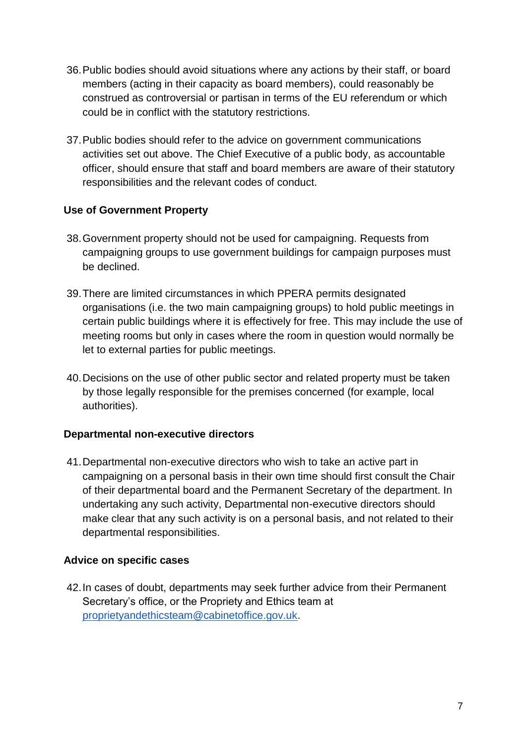36. Public bodies should avoid situations where any actions by their staff, or board members (acting in their capacity as board members), could reasonably be construed as controversial or partisan in terms of the EU referendum or which could be in conflict with the statutory restrictions.

37. Public bodies should refer to the advice on government communications activities set out above. The Chief Executive of a public body, as accountable officer, should ensure that staff and board members are aware of their statutory responsibilities and the relevant codes of conduct.

**Use of Government Property**

38. Government property should not be used for campaigning. Requests from campaigning groups to use government buildings for campaign purposes must be declined.

39. There are limited circumstances in which PPERA permits designated organisations (i.e. the two main campaigning groups) to hold public meetings in certain public buildings where it is effectively for free. This may include the use of meeting rooms but only in cases where the room in question would normally be let to external parties for public meetings.

40. Decisions on the use of other public sector and related property must be taken by those legally responsible for the premises concerned (for example, local authorities).

**Departmental non-executive directors**

41. Departmental non-executive directors who wish to take an active part in campaigning on a personal basis in their own time should first consult the Chair of their departmental board and the Permanent Secretary of the department. In undertaking any such activity, Departmental non-executive directors should make clear that any such activity is on a personal basis, and not related to their departmental responsibilities.

**Advice on specific cases**

42. In cases of doubt, departments may seek further advice from their Permanent Secretary's office, or the Propriety and Ethics team at proprietyandethicsteam@cabinetoffice.gov.uk.